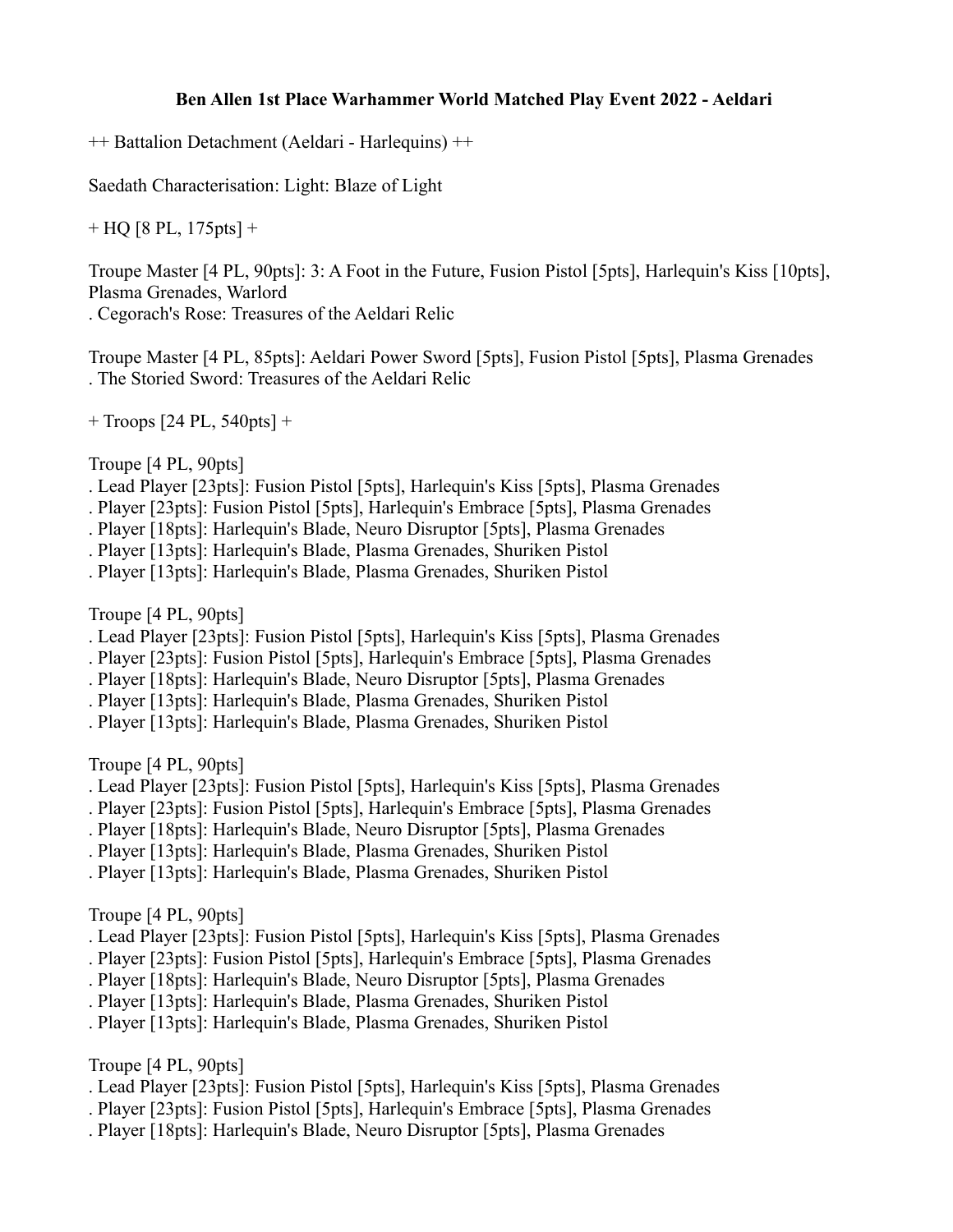# Ben Allen 1st Place Warhammer World Matched Play Event 2022 - Aeldari

++ Battalion Detachment (Aeldari - Harlequins) ++

Saedath Characterisation: Light: Blaze of Light

+ HQ [8 PL, 175pts] +

Troupe Master [4 PL, 90pts]: 3: A Foot in the Future, Fusion Pistol [5pts], Harlequin's Kiss [10pts], Plasma Grenades, Warlord
. Cegorach's Rose: Treasures of the Aeldari Relic

Troupe Master [4 PL, 85pts]: Aeldari Power Sword [5pts], Fusion Pistol [5pts], Plasma Grenades
. The Storied Sword: Treasures of the Aeldari Relic

+ Troops [24 PL, 540pts] +

Troupe [4 PL, 90pts]
. Lead Player [23pts]: Fusion Pistol [5pts], Harlequin's Kiss [5pts], Plasma Grenades
. Player [23pts]: Fusion Pistol [5pts], Harlequin's Embrace [5pts], Plasma Grenades
. Player [18pts]: Harlequin's Blade, Neuro Disruptor [5pts], Plasma Grenades
. Player [13pts]: Harlequin's Blade, Plasma Grenades, Shuriken Pistol
. Player [13pts]: Harlequin's Blade, Plasma Grenades, Shuriken Pistol

Troupe [4 PL, 90pts]
. Lead Player [23pts]: Fusion Pistol [5pts], Harlequin's Kiss [5pts], Plasma Grenades
. Player [23pts]: Fusion Pistol [5pts], Harlequin's Embrace [5pts], Plasma Grenades
. Player [18pts]: Harlequin's Blade, Neuro Disruptor [5pts], Plasma Grenades
. Player [13pts]: Harlequin's Blade, Plasma Grenades, Shuriken Pistol
. Player [13pts]: Harlequin's Blade, Plasma Grenades, Shuriken Pistol

Troupe [4 PL, 90pts]
. Lead Player [23pts]: Fusion Pistol [5pts], Harlequin's Kiss [5pts], Plasma Grenades
. Player [23pts]: Fusion Pistol [5pts], Harlequin's Embrace [5pts], Plasma Grenades
. Player [18pts]: Harlequin's Blade, Neuro Disruptor [5pts], Plasma Grenades
. Player [13pts]: Harlequin's Blade, Plasma Grenades, Shuriken Pistol
. Player [13pts]: Harlequin's Blade, Plasma Grenades, Shuriken Pistol

Troupe [4 PL, 90pts]
. Lead Player [23pts]: Fusion Pistol [5pts], Harlequin's Kiss [5pts], Plasma Grenades
. Player [23pts]: Fusion Pistol [5pts], Harlequin's Embrace [5pts], Plasma Grenades
. Player [18pts]: Harlequin's Blade, Neuro Disruptor [5pts], Plasma Grenades
. Player [13pts]: Harlequin's Blade, Plasma Grenades, Shuriken Pistol
. Player [13pts]: Harlequin's Blade, Plasma Grenades, Shuriken Pistol

Troupe [4 PL, 90pts]
. Lead Player [23pts]: Fusion Pistol [5pts], Harlequin's Kiss [5pts], Plasma Grenades
. Player [23pts]: Fusion Pistol [5pts], Harlequin's Embrace [5pts], Plasma Grenades
. Player [18pts]: Harlequin's Blade, Neuro Disruptor [5pts], Plasma Grenades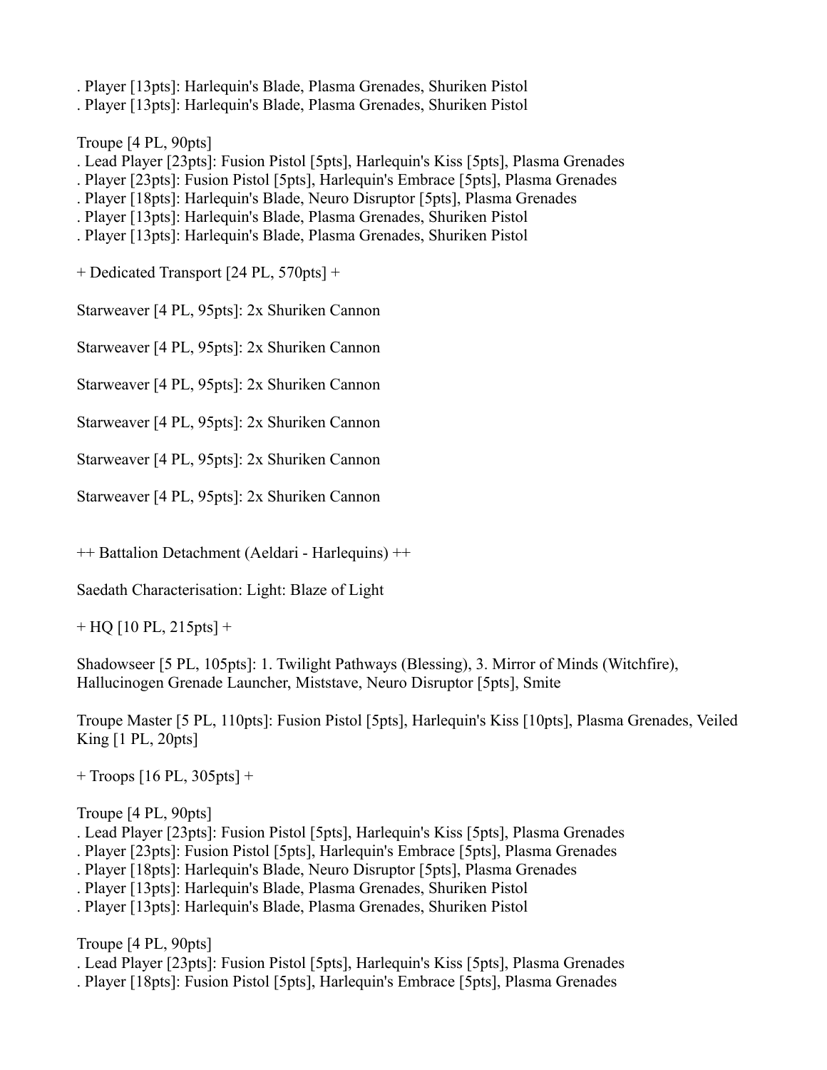. Player [13pts]: Harlequin's Blade, Plasma Grenades, Shuriken Pistol
. Player [13pts]: Harlequin's Blade, Plasma Grenades, Shuriken Pistol

Troupe [4 PL, 90pts]
. Lead Player [23pts]: Fusion Pistol [5pts], Harlequin's Kiss [5pts], Plasma Grenades
. Player [23pts]: Fusion Pistol [5pts], Harlequin's Embrace [5pts], Plasma Grenades
. Player [18pts]: Harlequin's Blade, Neuro Disruptor [5pts], Plasma Grenades
. Player [13pts]: Harlequin's Blade, Plasma Grenades, Shuriken Pistol
. Player [13pts]: Harlequin's Blade, Plasma Grenades, Shuriken Pistol

+ Dedicated Transport [24 PL, 570pts] +

Starweaver [4 PL, 95pts]: 2x Shuriken Cannon

Starweaver [4 PL, 95pts]: 2x Shuriken Cannon

Starweaver [4 PL, 95pts]: 2x Shuriken Cannon

Starweaver [4 PL, 95pts]: 2x Shuriken Cannon

Starweaver [4 PL, 95pts]: 2x Shuriken Cannon

Starweaver [4 PL, 95pts]: 2x Shuriken Cannon

++ Battalion Detachment (Aeldari - Harlequins) ++

Saedath Characterisation: Light: Blaze of Light

+ HQ [10 PL, 215pts] +

Shadowseer [5 PL, 105pts]: 1. Twilight Pathways (Blessing), 3. Mirror of Minds (Witchfire), Hallucinogen Grenade Launcher, Miststave, Neuro Disruptor [5pts], Smite

Troupe Master [5 PL, 110pts]: Fusion Pistol [5pts], Harlequin's Kiss [10pts], Plasma Grenades, Veiled King [1 PL, 20pts]

+ Troops [16 PL, 305pts] +

Troupe [4 PL, 90pts]
. Lead Player [23pts]: Fusion Pistol [5pts], Harlequin's Kiss [5pts], Plasma Grenades
. Player [23pts]: Fusion Pistol [5pts], Harlequin's Embrace [5pts], Plasma Grenades
. Player [18pts]: Harlequin's Blade, Neuro Disruptor [5pts], Plasma Grenades
. Player [13pts]: Harlequin's Blade, Plasma Grenades, Shuriken Pistol
. Player [13pts]: Harlequin's Blade, Plasma Grenades, Shuriken Pistol

Troupe [4 PL, 90pts]
. Lead Player [23pts]: Fusion Pistol [5pts], Harlequin's Kiss [5pts], Plasma Grenades
. Player [18pts]: Fusion Pistol [5pts], Harlequin's Embrace [5pts], Plasma Grenades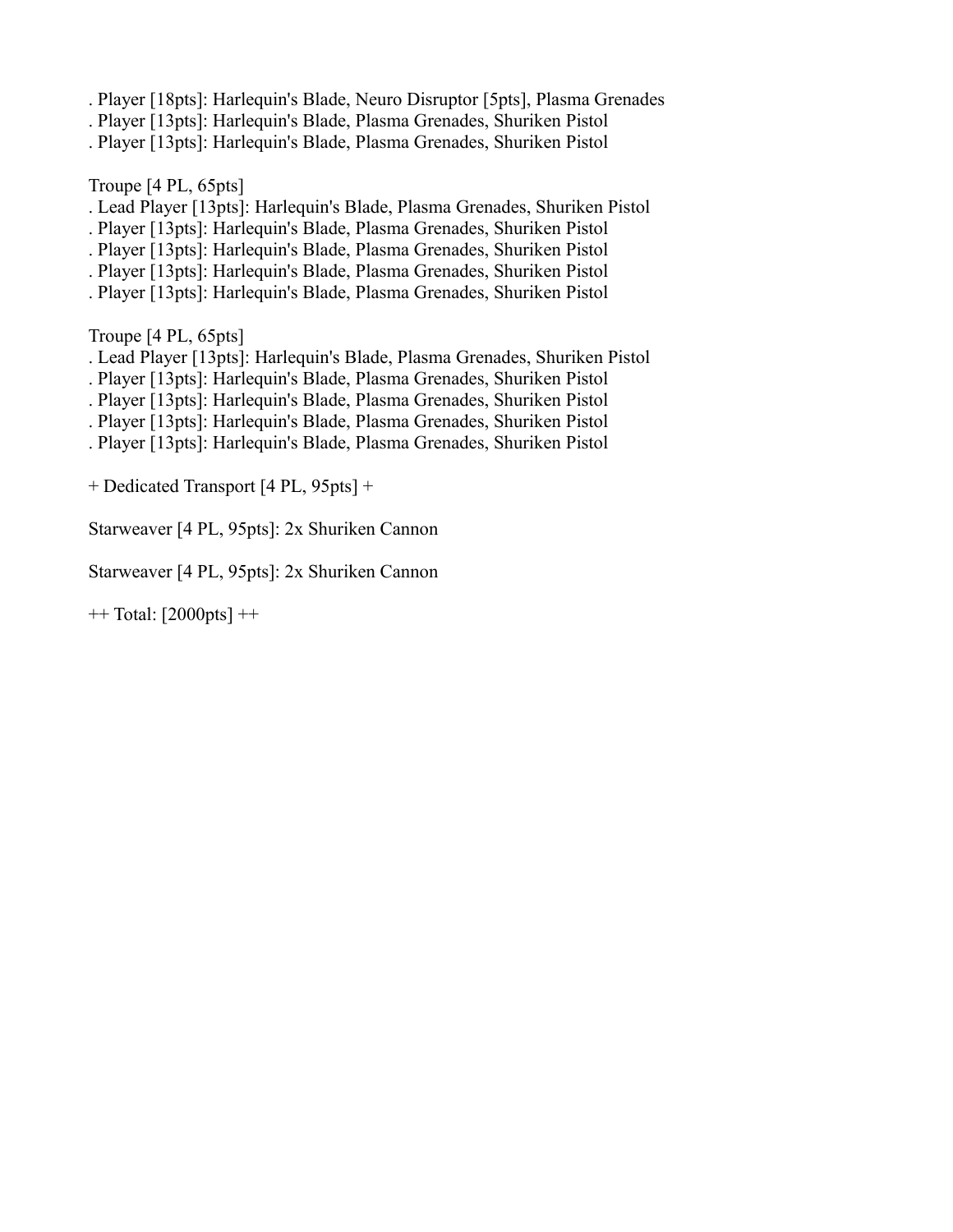. Player [18pts]: Harlequin's Blade, Neuro Disruptor [5pts], Plasma Grenades
. Player [13pts]: Harlequin's Blade, Plasma Grenades, Shuriken Pistol
. Player [13pts]: Harlequin's Blade, Plasma Grenades, Shuriken Pistol

Troupe [4 PL, 65pts]
. Lead Player [13pts]: Harlequin's Blade, Plasma Grenades, Shuriken Pistol
. Player [13pts]: Harlequin's Blade, Plasma Grenades, Shuriken Pistol
. Player [13pts]: Harlequin's Blade, Plasma Grenades, Shuriken Pistol
. Player [13pts]: Harlequin's Blade, Plasma Grenades, Shuriken Pistol
. Player [13pts]: Harlequin's Blade, Plasma Grenades, Shuriken Pistol

Troupe [4 PL, 65pts]
. Lead Player [13pts]: Harlequin's Blade, Plasma Grenades, Shuriken Pistol
. Player [13pts]: Harlequin's Blade, Plasma Grenades, Shuriken Pistol
. Player [13pts]: Harlequin's Blade, Plasma Grenades, Shuriken Pistol
. Player [13pts]: Harlequin's Blade, Plasma Grenades, Shuriken Pistol
. Player [13pts]: Harlequin's Blade, Plasma Grenades, Shuriken Pistol

+ Dedicated Transport [4 PL, 95pts] +

Starweaver [4 PL, 95pts]: 2x Shuriken Cannon

Starweaver [4 PL, 95pts]: 2x Shuriken Cannon

++ Total: [2000pts] ++